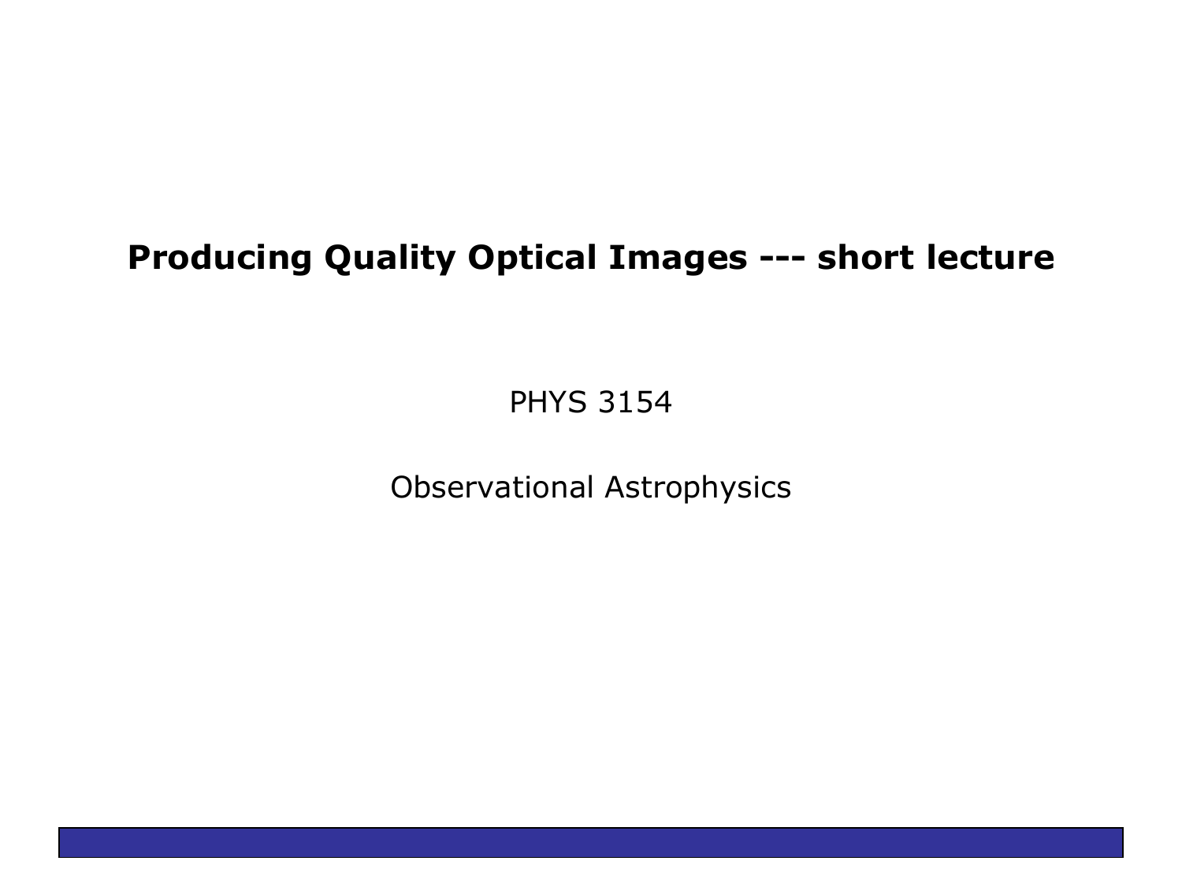# Producing Quality Optical Images --- short lecture

PHYS 3154

Observational Astrophysics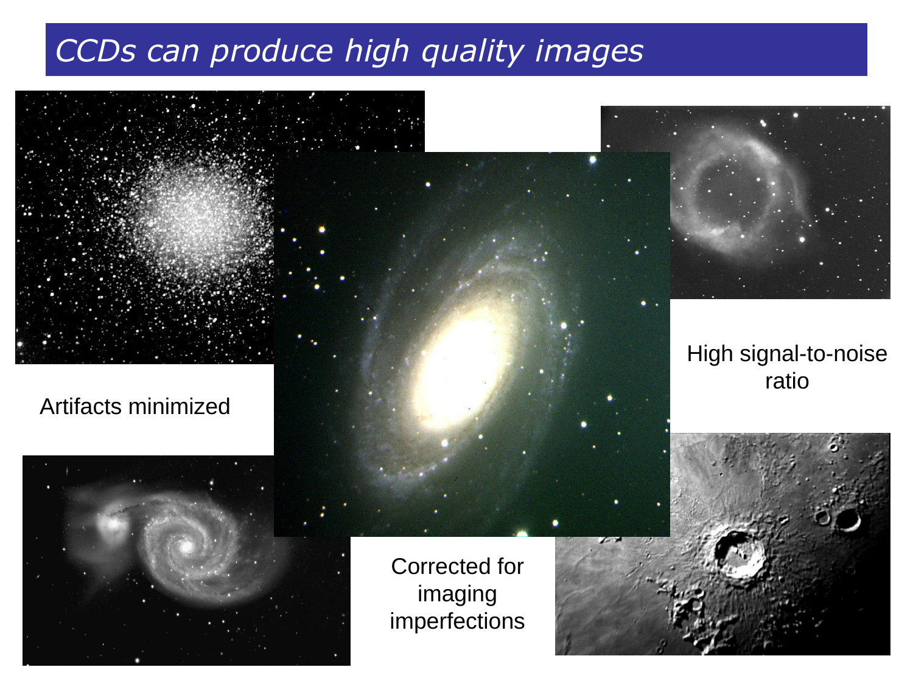# CCDs can produce high quality images

Artifacts minimized

High signal-to-noise ratio

Corrected for imaging imperfections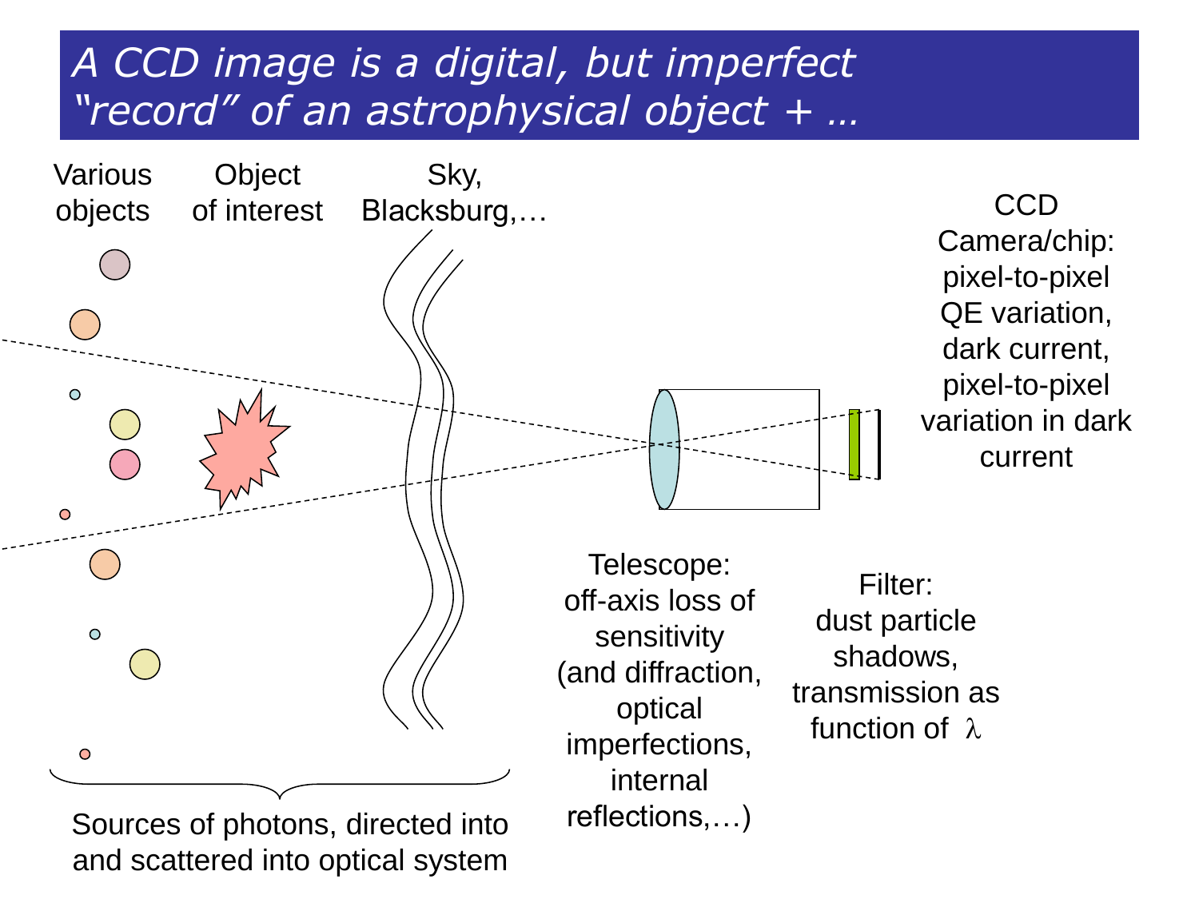# *A CCD image is a digital, but imperfect "record" of an astrophysical object + …*

Various objects

Object of interest

Sky, Blacksburg,…

CCD Camera/chip: pixel-to-pixel QE variation, dark current, pixel-to-pixel variation in dark current

Telescope: off-axis loss of sensitivity (and diffraction, optical imperfections, internal reflections,…)

Filter: dust particle shadows, transmission as function of $\lambda$

Sources of photons, directed into and scattered into optical system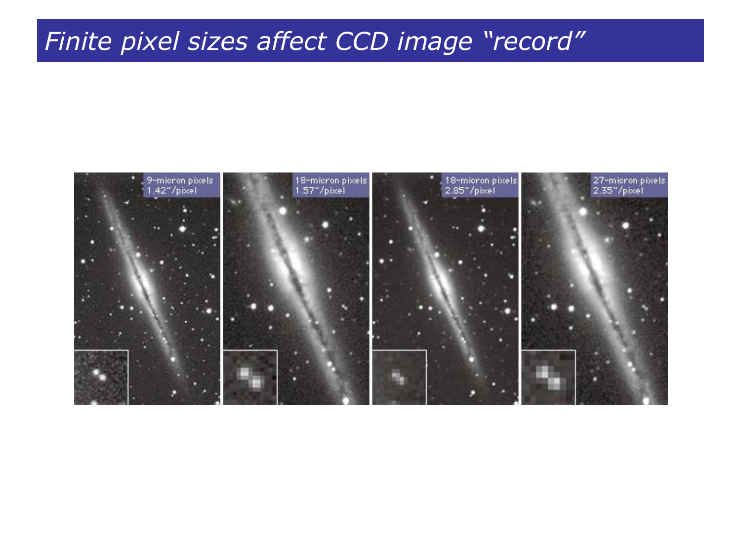# *Finite pixel sizes affect CCD image "record"*

9-micron pixels
1.42"/pixel

18-micron pixels
1.57"/pixel

18-micron pixels
2.85"/pixel

27-micron pixels
2.35"/pixel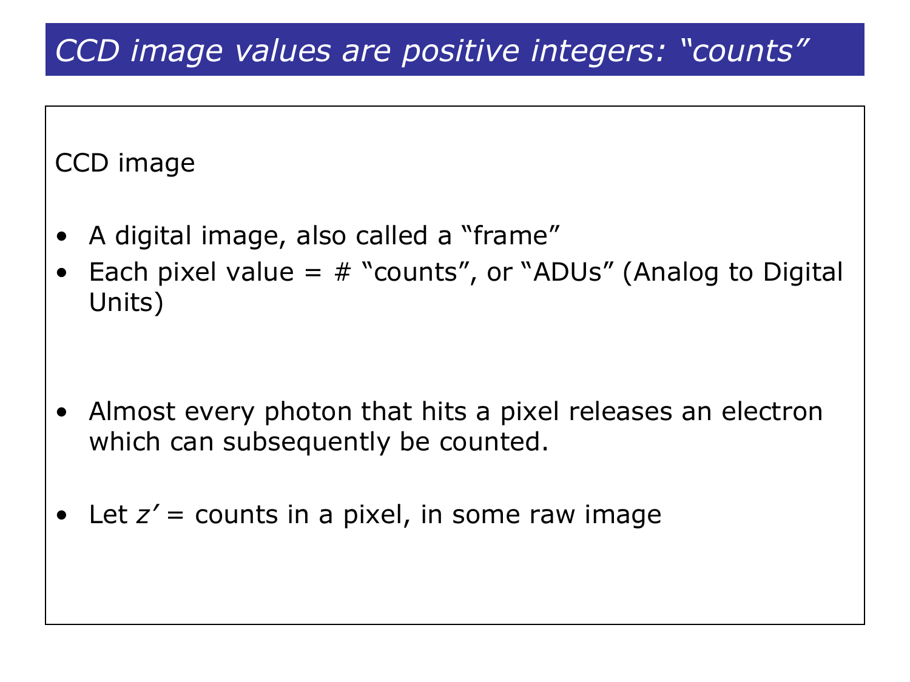# *CCD image values are positive integers: "counts"*

CCD image

- A digital image, also called a "frame"
- Each pixel value = # "counts", or "ADUs" (Analog to Digital Units)

- Almost every photon that hits a pixel releases an electron which can subsequently be counted.

- Let $z'$ = counts in a pixel, in some raw image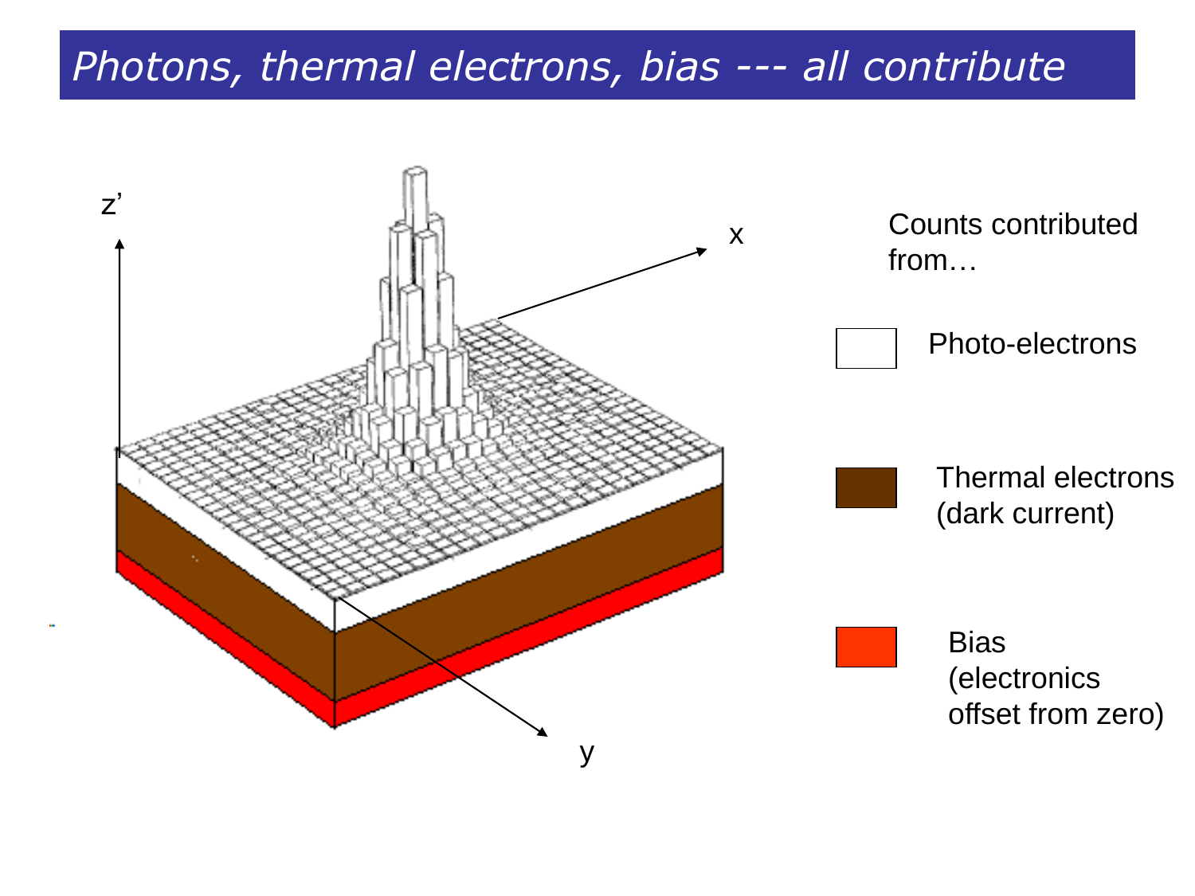# *Photons, thermal electrons, bias --- all contribute*

z'

x

y

Counts contributed from…

Photo-electrons

Thermal electrons (dark current)

Bias (electronics offset from zero)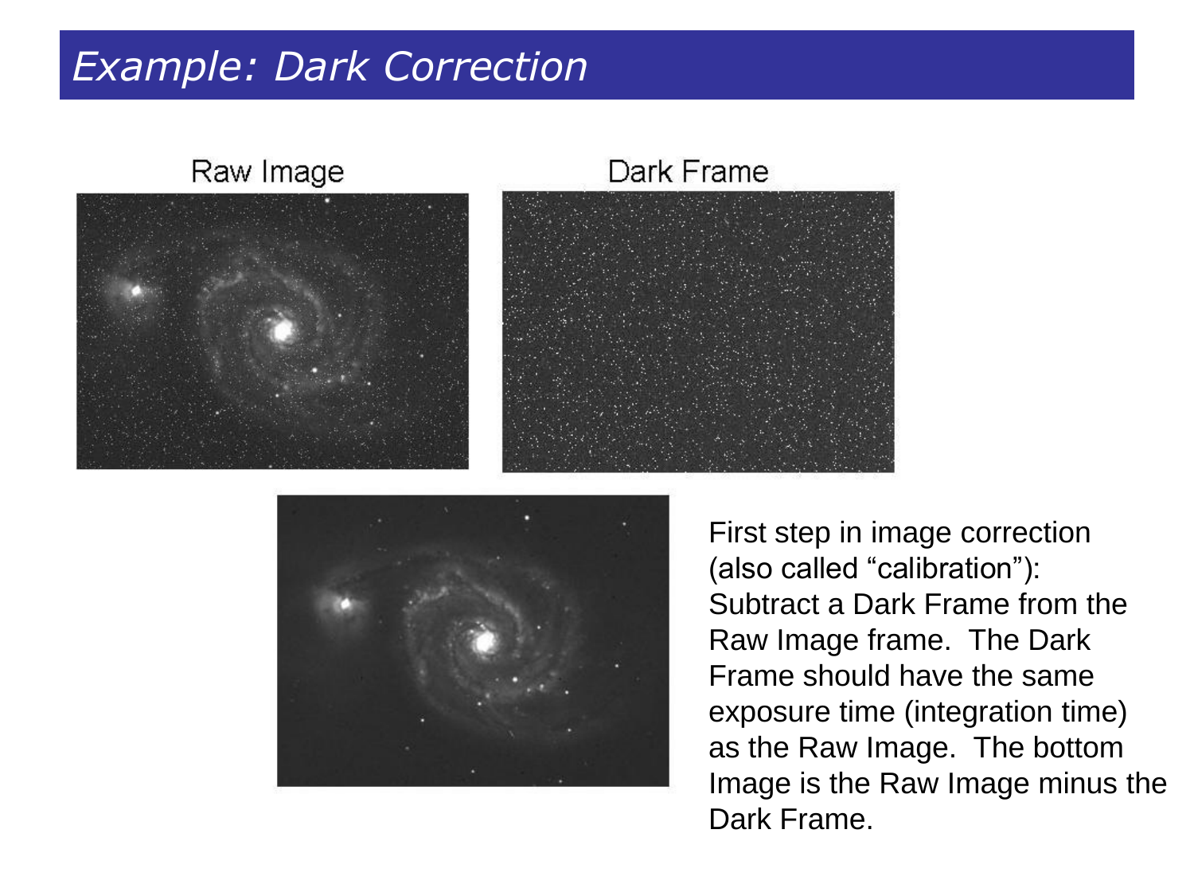# Example: Dark Correction

Raw Image

Dark Frame

First step in image correction (also called "calibration"): Subtract a Dark Frame from the Raw Image frame. The Dark Frame should have the same exposure time (integration time) as the Raw Image. The bottom Image is the Raw Image minus the Dark Frame.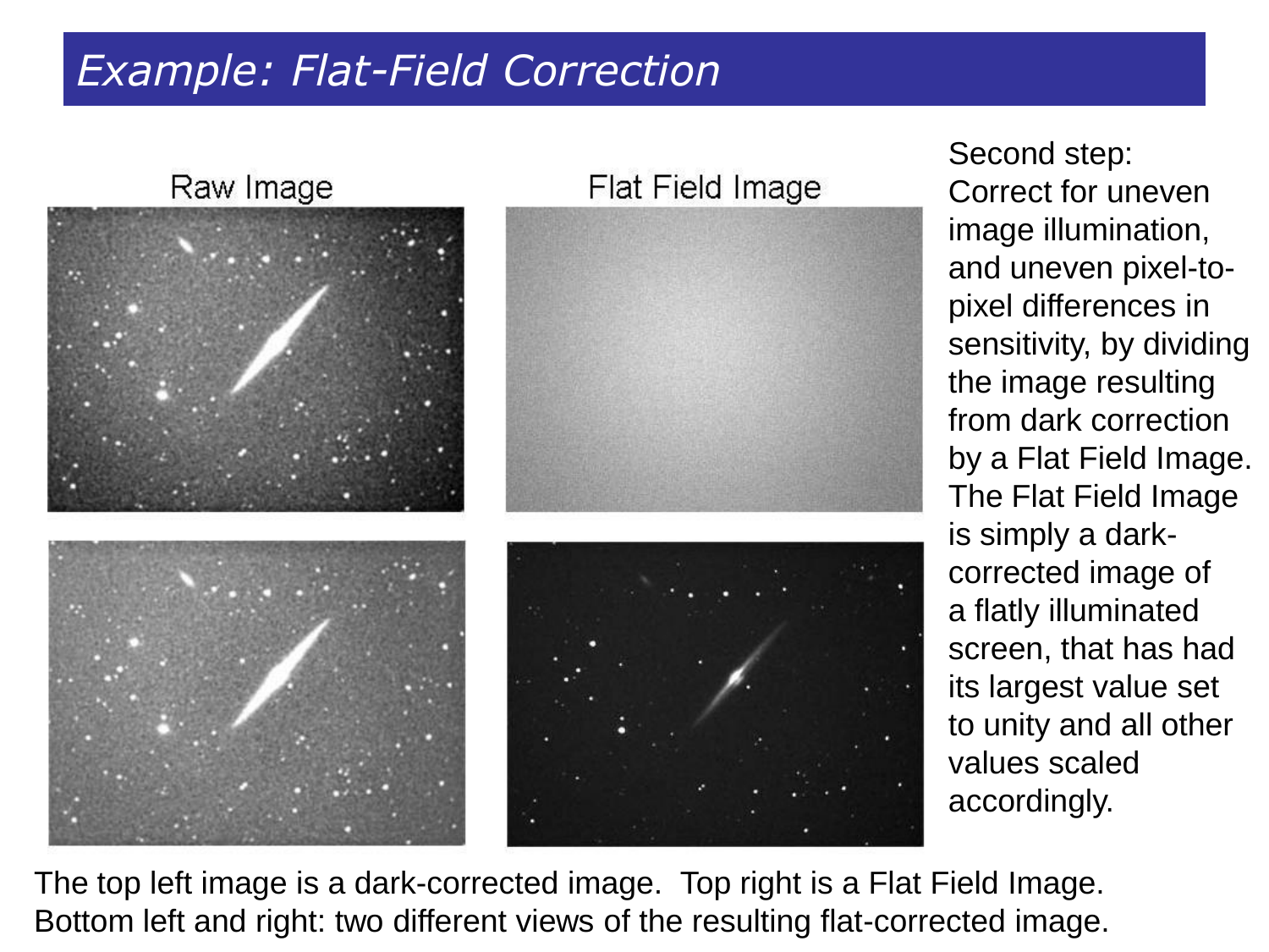# *Example: Flat-Field Correction*

Raw Image

Flat Field Image

Second step: Correct for uneven image illumination, and uneven pixel-to-pixel differences in sensitivity, by dividing the image resulting from dark correction by a Flat Field Image. The Flat Field Image is simply a dark-corrected image of a flatly illuminated screen, that has had its largest value set to unity and all other values scaled accordingly.

The top left image is a dark-corrected image. Top right is a Flat Field Image. Bottom left and right: two different views of the resulting flat-corrected image.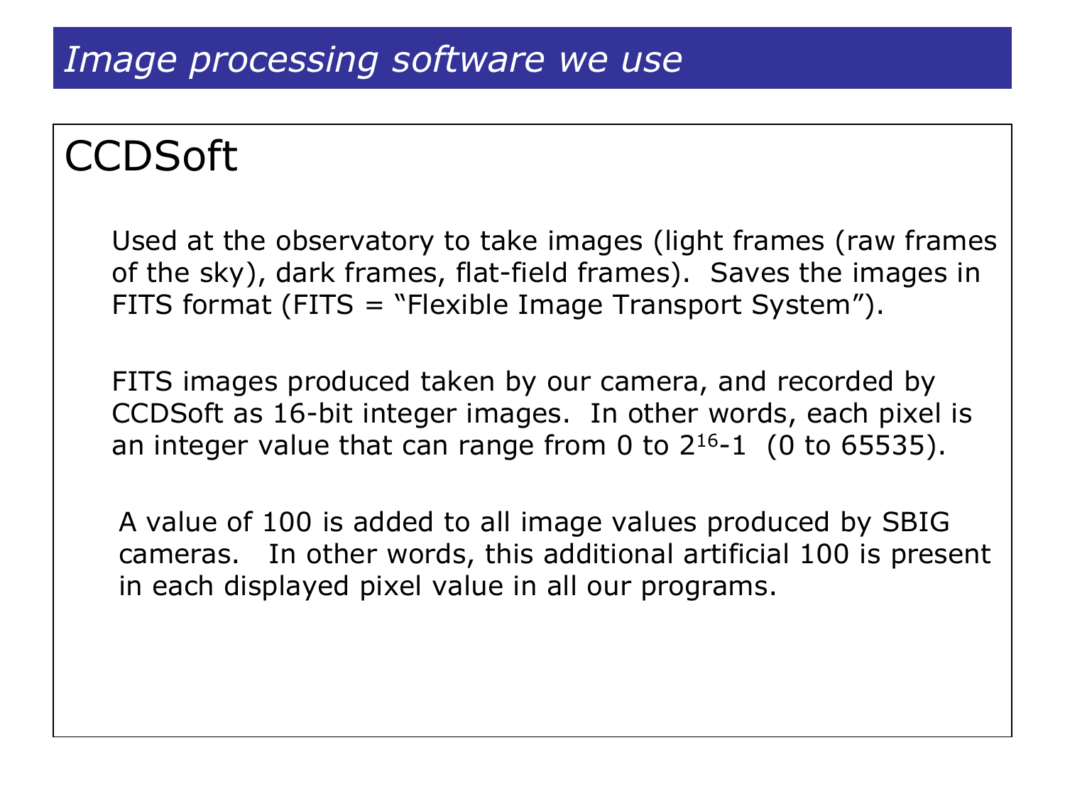# *Image processing software we use*

## CCDSoft

Used at the observatory to take images (light frames (raw frames of the sky), dark frames, flat-field frames). Saves the images in FITS format (FITS = “Flexible Image Transport System”).

FITS images produced taken by our camera, and recorded by CCDSoft as 16-bit integer images. In other words, each pixel is an integer value that can range from 0 to $2^{16}$-1 (0 to 65535).

A value of 100 is added to all image values produced by SBIG cameras. In other words, this additional artificial 100 is present in each displayed pixel value in all our programs.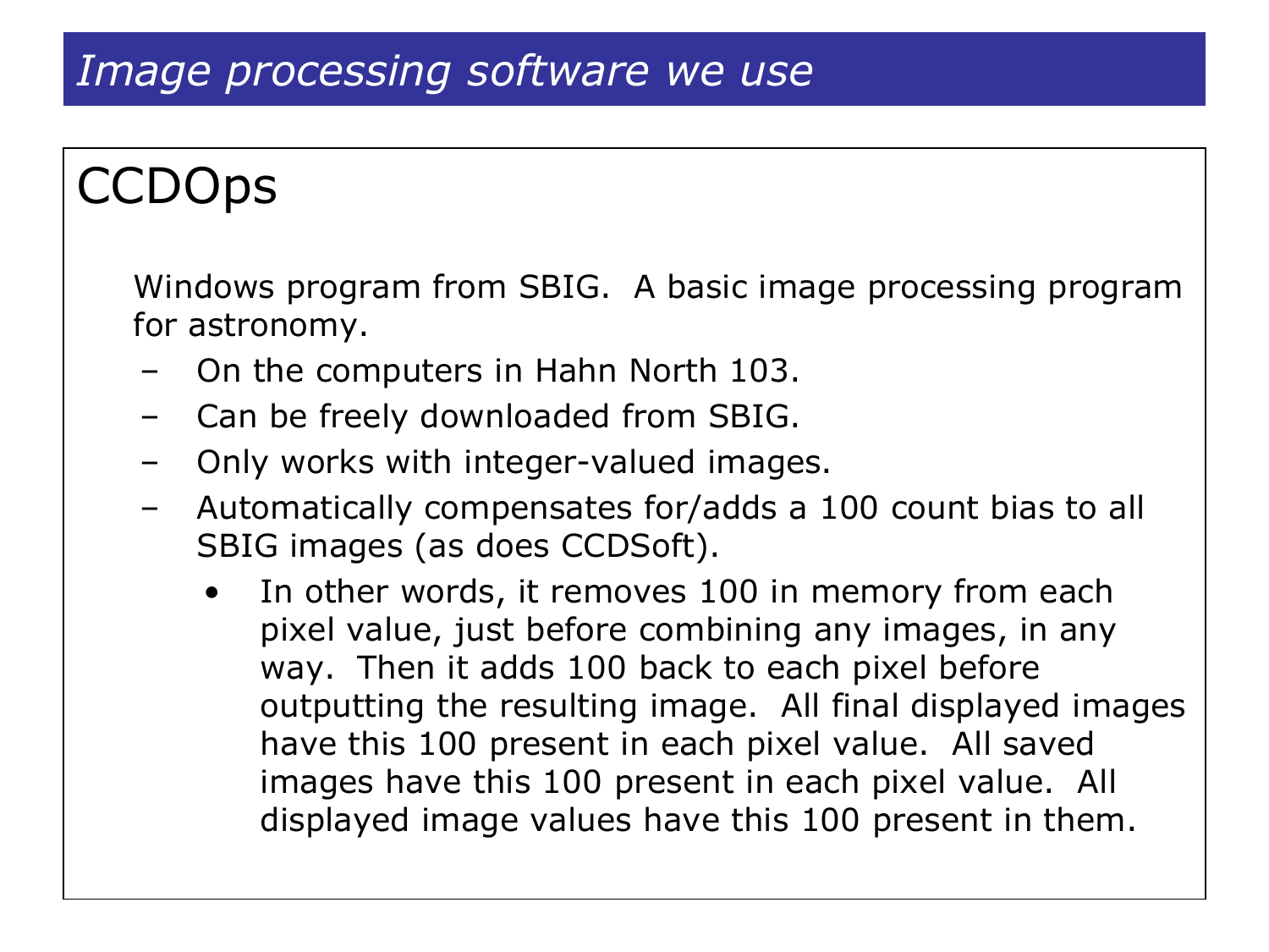# *Image processing software we use*

## CCDOps

Windows program from SBIG. A basic image processing program for astronomy.

- On the computers in Hahn North 103.
- Can be freely downloaded from SBIG.
- Only works with integer-valued images.
- Automatically compensates for/adds a 100 count bias to all SBIG images (as does CCDSoft).
  - In other words, it removes 100 in memory from each pixel value, just before combining any images, in any way. Then it adds 100 back to each pixel before outputting the resulting image. All final displayed images have this 100 present in each pixel value. All saved images have this 100 present in each pixel value. All displayed image values have this 100 present in them.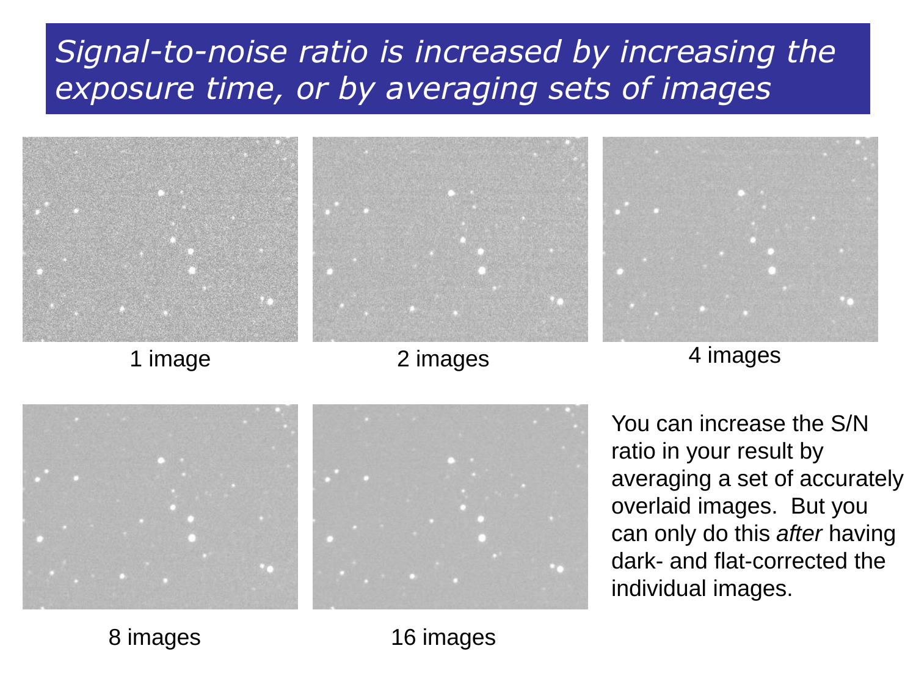# *Signal-to-noise ratio is increased by increasing the exposure time, or by averaging sets of images*

1 image

2 images

4 images

8 images

16 images

You can increase the S/N ratio in your result by averaging a set of accurately overlaid images. But you can only do this *after* having dark- and flat-corrected the individual images.